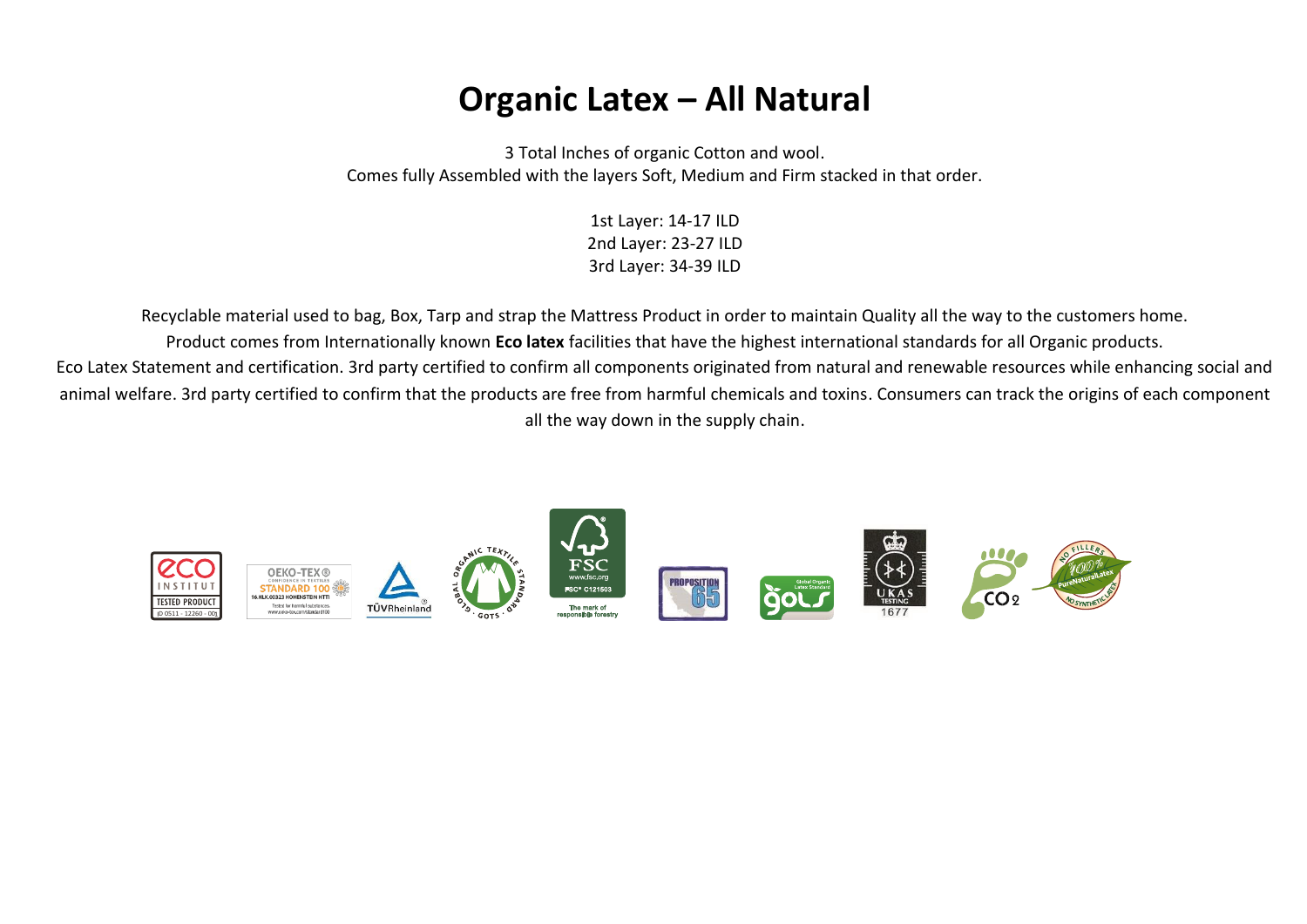# Organic Latex – All Natural

3 Total Inches of organic Cotton and wool.
Comes fully Assembled with the layers Soft, Medium and Firm stacked in that order.

1st Layer: 14-17 ILD
2nd Layer: 23-27 ILD
3rd Layer: 34-39 ILD

Recyclable material used to bag, Box, Tarp and strap the Mattress Product in order to maintain Quality all the way to the customers home.
Product comes from Internationally known **Eco latex** facilities that have the highest international standards for all Organic products.
Eco Latex Statement and certification. 3rd party certified to confirm all components originated from natural and renewable resources while enhancing social and animal welfare. 3rd party certified to confirm that the products are free from harmful chemicals and toxins. Consumers can track the origins of each component all the way down in the supply chain.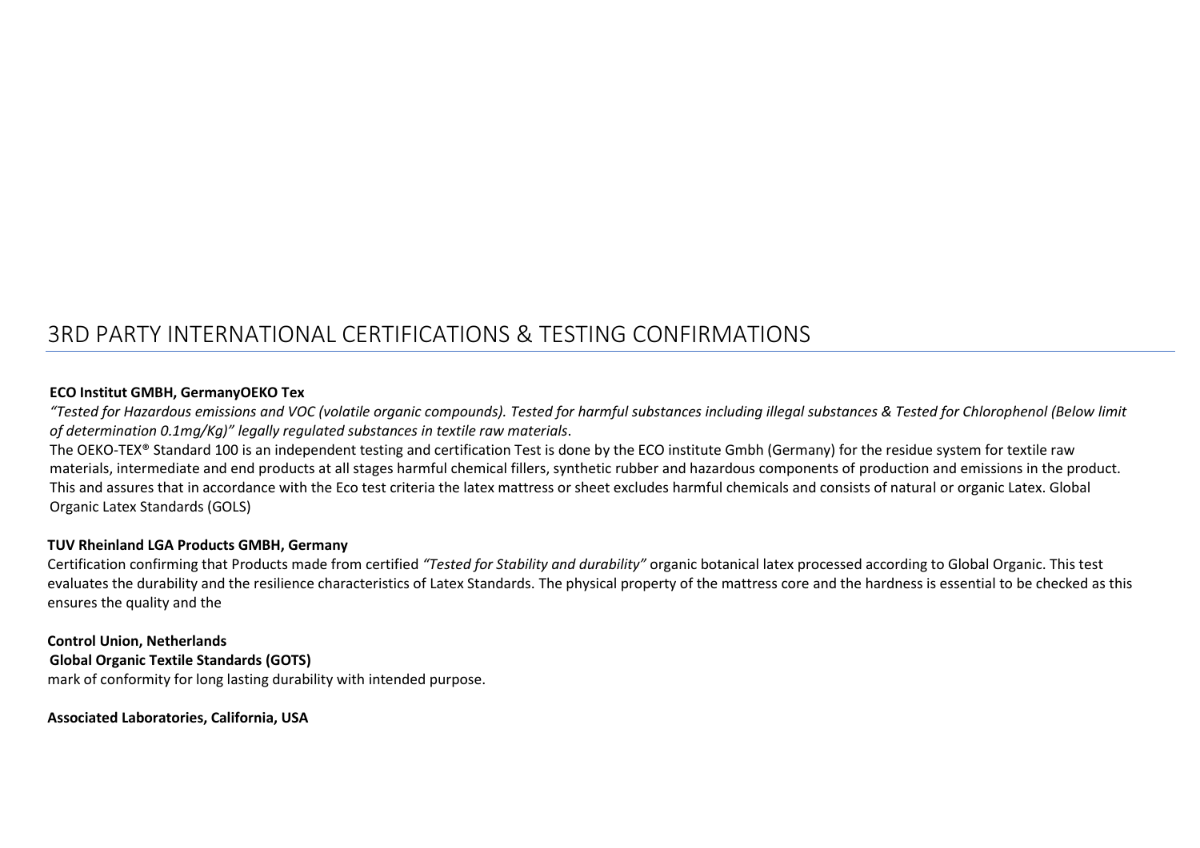# 3RD PARTY INTERNATIONAL CERTIFICATIONS & TESTING CONFIRMATIONS

**ECO Institut GMBH, GermanyOEKO Tex**

*"Tested for Hazardous emissions and VOC (volatile organic compounds). Tested for harmful substances including illegal substances & Tested for Chlorophenol (Below limit of determination 0.1mg/Kg)" legally regulated substances in textile raw materials*.

The OEKO-TEX® Standard 100 is an independent testing and certification Test is done by the ECO institute Gmbh (Germany) for the residue system for textile raw materials, intermediate and end products at all stages harmful chemical fillers, synthetic rubber and hazardous components of production and emissions in the product. This and assures that in accordance with the Eco test criteria the latex mattress or sheet excludes harmful chemicals and consists of natural or organic Latex. Global Organic Latex Standards (GOLS)

**TUV Rheinland LGA Products GMBH, Germany**

Certification confirming that Products made from certified *"Tested for Stability and durability"* organic botanical latex processed according to Global Organic. This test evaluates the durability and the resilience characteristics of Latex Standards. The physical property of the mattress core and the hardness is essential to be checked as this ensures the quality and the

**Control Union, Netherlands**

**Global Organic Textile Standards (GOTS)**

mark of conformity for long lasting durability with intended purpose.

**Associated Laboratories, California, USA**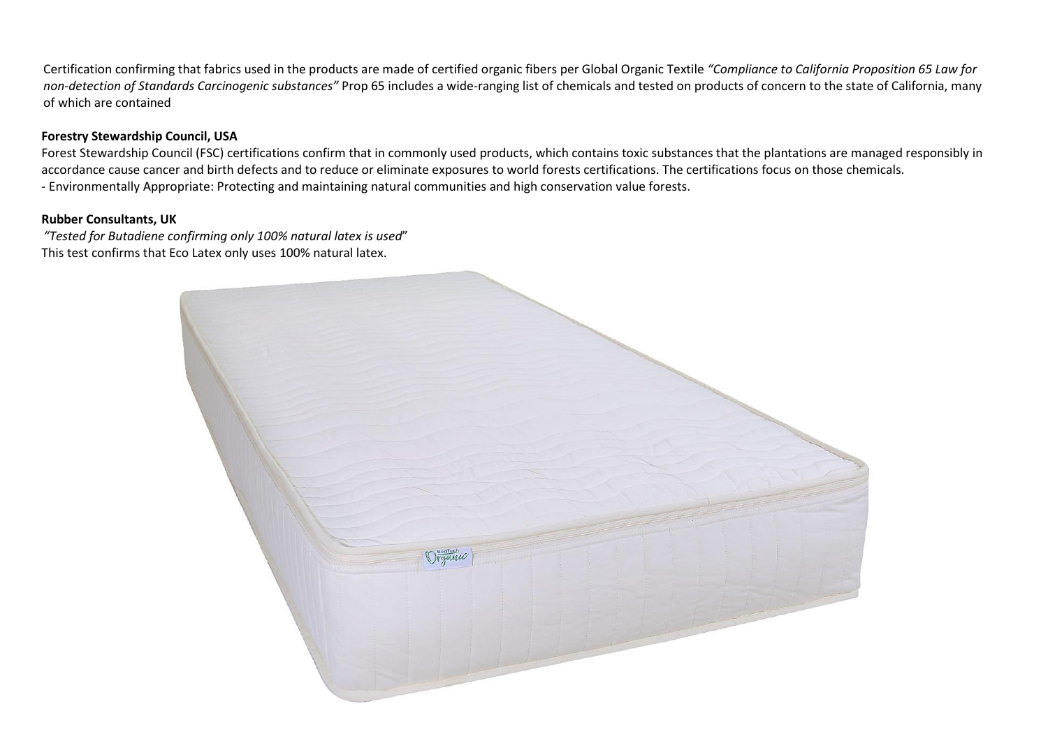Certification confirming that fabrics used in the products are made of certified organic fibers per Global Organic Textile *"Compliance to California Proposition 65 Law for non-detection of Standards Carcinogenic substances"* Prop 65 includes a wide-ranging list of chemicals and tested on products of concern to the state of California, many of which are contained

**Forestry Stewardship Council, USA**

Forest Stewardship Council (FSC) certifications confirm that in commonly used products, which contains toxic substances that the plantations are managed responsibly in accordance cause cancer and birth defects and to reduce or eliminate exposures to world forests certifications. The certifications focus on those chemicals.

- Environmentally Appropriate: Protecting and maintaining natural communities and high conservation value forests.

**Rubber Consultants, UK**

*"Tested for Butadiene confirming only 100% natural latex is used"*

This test confirms that Eco Latex only uses 100% natural latex.